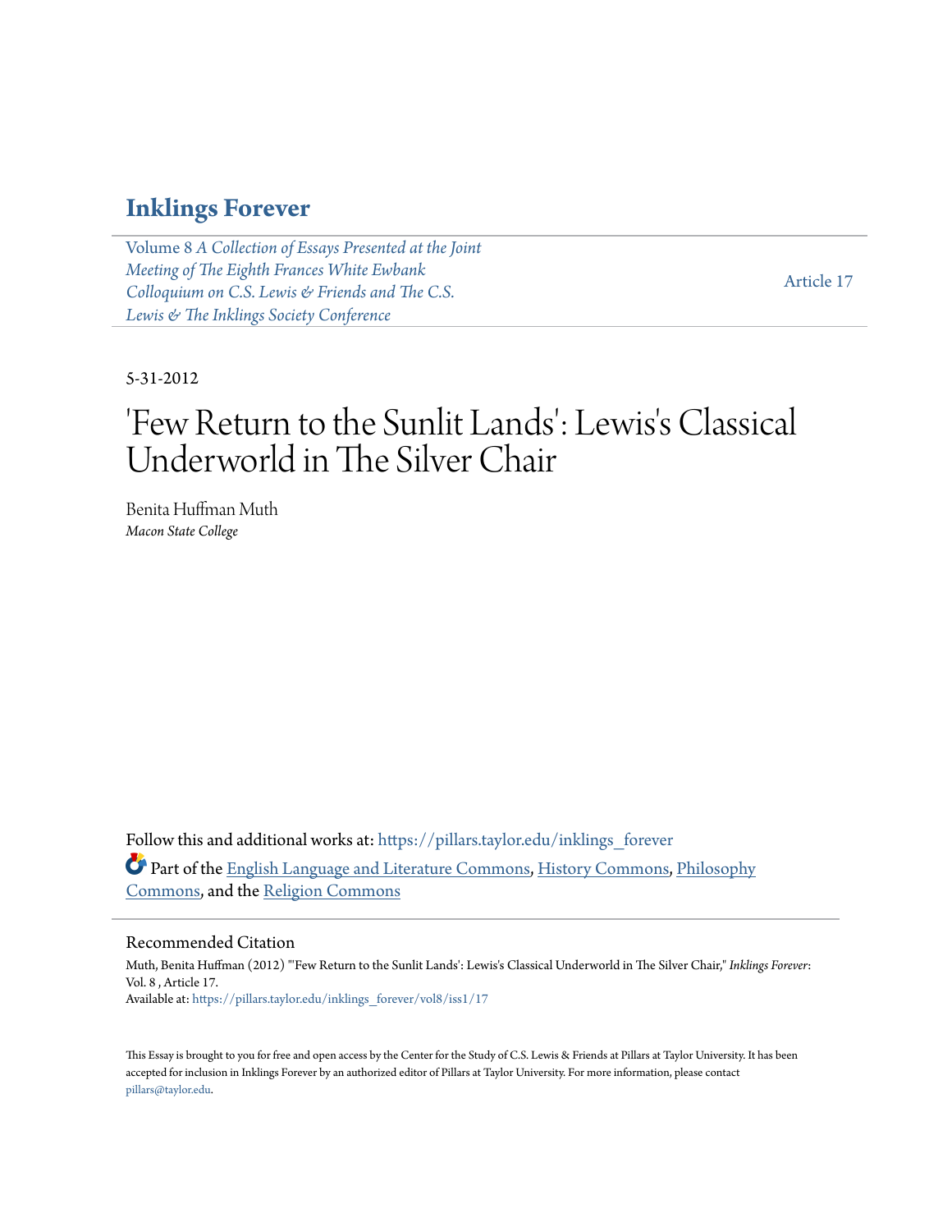# Inklings Forever

Volume 8 *A Collection of Essays Presented at the Joint Meeting of The Eighth Frances White Ewbank Colloquium on C.S. Lewis & Friends and The C.S. Lewis & The Inklings Society Conference*

Article 17

5-31-2012

# 'Few Return to the Sunlit Lands': Lewis's Classical Underworld in The Silver Chair

Benita Huffman Muth
*Macon State College*

Follow this and additional works at: https://pillars.taylor.edu/inklings_forever

Part of the English Language and Literature Commons, History Commons, Philosophy Commons, and the Religion Commons

## Recommended Citation

Muth, Benita Huffman (2012) "'Few Return to the Sunlit Lands': Lewis's Classical Underworld in The Silver Chair," *Inklings Forever*: Vol. 8 , Article 17.
Available at: https://pillars.taylor.edu/inklings_forever/vol8/iss1/17

This Essay is brought to you for free and open access by the Center for the Study of C.S. Lewis & Friends at Pillars at Taylor University. It has been accepted for inclusion in Inklings Forever by an authorized editor of Pillars at Taylor University. For more information, please contact pillars@taylor.edu.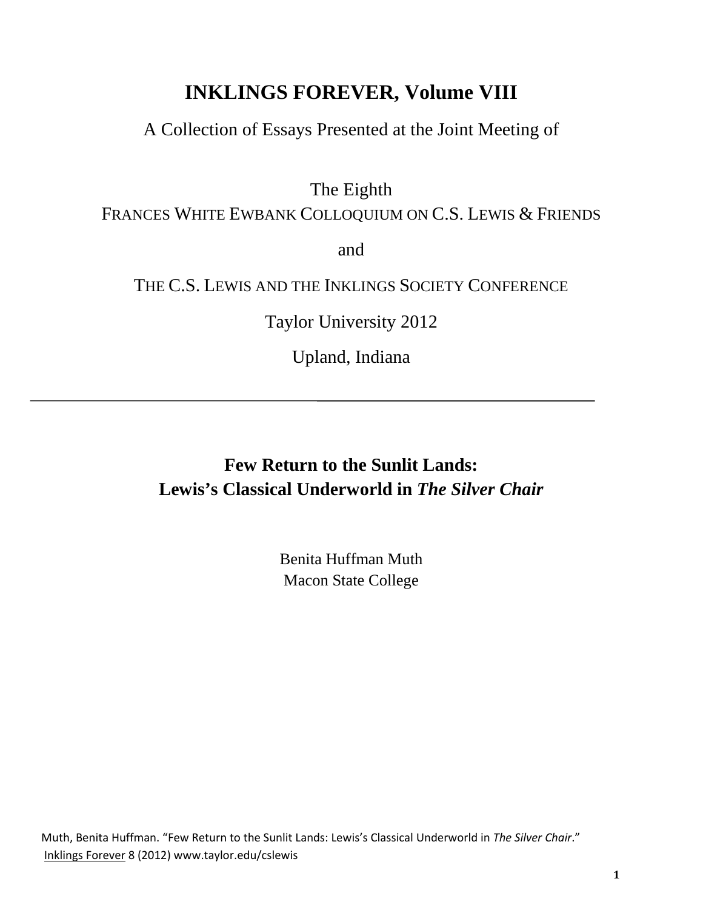# INKLINGS FOREVER, Volume VIII

A Collection of Essays Presented at the Joint Meeting of

The Eighth
FRANCES WHITE EWBANK COLLOQUIUM ON C.S. LEWIS & FRIENDS

and

THE C.S. LEWIS AND THE INKLINGS SOCIETY CONFERENCE

Taylor University 2012

Upland, Indiana

---

## Few Return to the Sunlit Lands: Lewis's Classical Underworld in *The Silver Chair*

Benita Huffman Muth
Macon State College

Muth, Benita Huffman. "Few Return to the Sunlit Lands: Lewis's Classical Underworld in *The Silver Chair*." Inklings Forever 8 (2012) www.taylor.edu/cslewis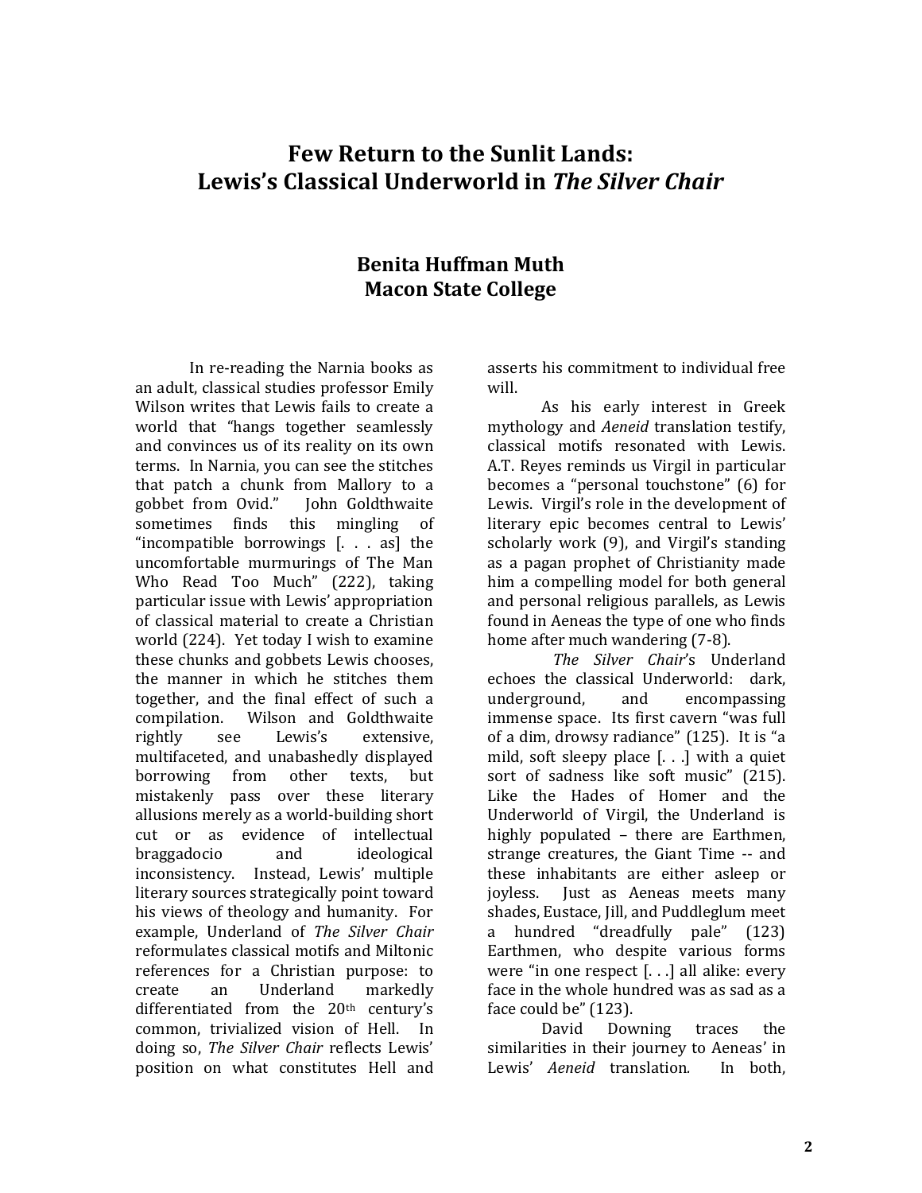# Few Return to the Sunlit Lands: Lewis's Classical Underworld in *The Silver Chair*

**Benita Huffman Muth**
**Macon State College**

In re-reading the Narnia books as an adult, classical studies professor Emily Wilson writes that Lewis fails to create a world that "hangs together seamlessly and convinces us of its reality on its own terms. In Narnia, you can see the stitches that patch a chunk from Mallory to a gobbet from Ovid." John Goldthwaite sometimes finds this mingling of "incompatible borrowings [. . . as] the uncomfortable murmurings of The Man Who Read Too Much" (222), taking particular issue with Lewis' appropriation of classical material to create a Christian world (224). Yet today I wish to examine these chunks and gobbets Lewis chooses, the manner in which he stitches them together, and the final effect of such a compilation. Wilson and Goldthwaite rightly see Lewis's extensive, multifaceted, and unabashedly displayed borrowing from other texts, but mistakenly pass over these literary allusions merely as a world-building short cut or as evidence of intellectual braggadocio and ideological inconsistency. Instead, Lewis' multiple literary sources strategically point toward his views of theology and humanity. For example, Underland of *The Silver Chair* reformulates classical motifs and Miltonic references for a Christian purpose: to create an Underland markedly differentiated from the 20th century's common, trivialized vision of Hell. In doing so, *The Silver Chair* reflects Lewis' position on what constitutes Hell and asserts his commitment to individual free will.

As his early interest in Greek mythology and *Aeneid* translation testify, classical motifs resonated with Lewis. A.T. Reyes reminds us Virgil in particular becomes a "personal touchstone" (6) for Lewis. Virgil's role in the development of literary epic becomes central to Lewis' scholarly work (9), and Virgil's standing as a pagan prophet of Christianity made him a compelling model for both general and personal religious parallels, as Lewis found in Aeneas the type of one who finds home after much wandering (7-8).

*The Silver Chair*'s Underland echoes the classical Underworld: dark, underground, and encompassing immense space. Its first cavern "was full of a dim, drowsy radiance" (125). It is "a mild, soft sleepy place [. . .] with a quiet sort of sadness like soft music" (215). Like the Hades of Homer and the Underworld of Virgil, the Underland is highly populated – there are Earthmen, strange creatures, the Giant Time -- and these inhabitants are either asleep or joyless. Just as Aeneas meets many shades, Eustace, Jill, and Puddleglum meet a hundred "dreadfully pale" (123) Earthmen, who despite various forms were "in one respect [. . .] all alike: every face in the whole hundred was as sad as a face could be" (123).

David Downing traces the similarities in their journey to Aeneas' in Lewis' *Aeneid* translation. In both,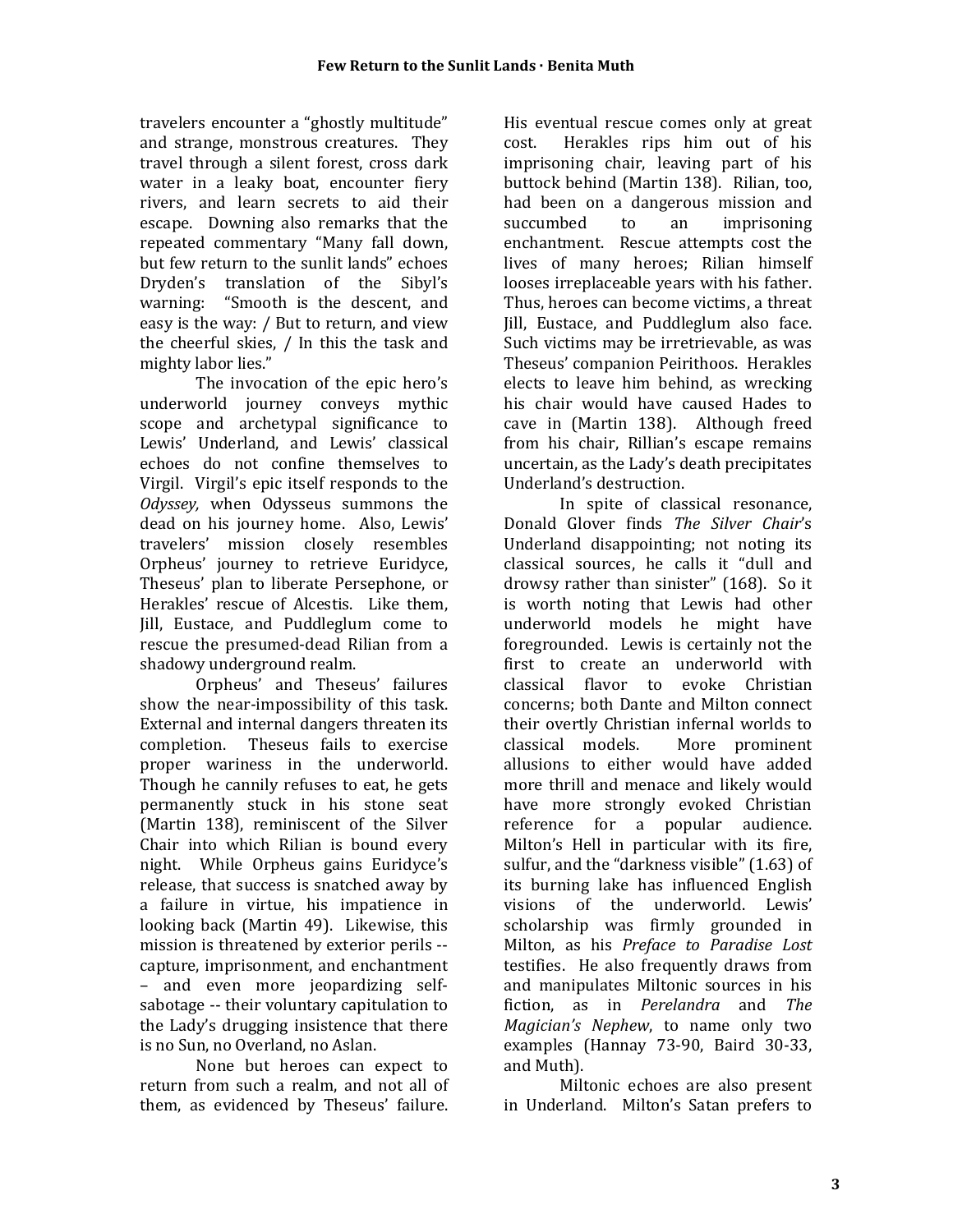travelers encounter a “ghostly multitude” and strange, monstrous creatures. They travel through a silent forest, cross dark water in a leaky boat, encounter fiery rivers, and learn secrets to aid their escape. Downing also remarks that the repeated commentary “Many fall down, but few return to the sunlit lands” echoes Dryden’s translation of the Sibyl’s warning: “Smooth is the descent, and easy is the way: / But to return, and view the cheerful skies, / In this the task and mighty labor lies.”

The invocation of the epic hero’s underworld journey conveys mythic scope and archetypal significance to Lewis’ Underland, and Lewis’ classical echoes do not confine themselves to Virgil. Virgil’s epic itself responds to the *Odyssey,* when Odysseus summons the dead on his journey home. Also, Lewis’ travelers’ mission closely resembles Orpheus’ journey to retrieve Euridyce, Theseus’ plan to liberate Persephone, or Herakles’ rescue of Alcestis. Like them, Jill, Eustace, and Puddleglum come to rescue the presumed-dead Rilian from a shadowy underground realm.

Orpheus’ and Theseus’ failures show the near-impossibility of this task. External and internal dangers threaten its completion. Theseus fails to exercise proper wariness in the underworld. Though he cannily refuses to eat, he gets permanently stuck in his stone seat (Martin 138), reminiscent of the Silver Chair into which Rilian is bound every night. While Orpheus gains Euridyce’s release, that success is snatched away by a failure in virtue, his impatience in looking back (Martin 49). Likewise, this mission is threatened by exterior perils -- capture, imprisonment, and enchantment – and even more jeopardizing self-sabotage -- their voluntary capitulation to the Lady’s drugging insistence that there is no Sun, no Overland, no Aslan.

None but heroes can expect to return from such a realm, and not all of them, as evidenced by Theseus’ failure. His eventual rescue comes only at great cost. Herakles rips him out of his imprisoning chair, leaving part of his buttock behind (Martin 138). Rilian, too, had been on a dangerous mission and succumbed to an imprisoning enchantment. Rescue attempts cost the lives of many heroes; Rilian himself looses irreplaceable years with his father. Thus, heroes can become victims, a threat Jill, Eustace, and Puddleglum also face. Such victims may be irretrievable, as was Theseus’ companion Peirithoos. Herakles elects to leave him behind, as wrecking his chair would have caused Hades to cave in (Martin 138). Although freed from his chair, Rillian’s escape remains uncertain, as the Lady’s death precipitates Underland’s destruction.

In spite of classical resonance, Donald Glover finds *The Silver Chair*’s Underland disappointing; not noting its classical sources, he calls it “dull and drowsy rather than sinister” (168). So it is worth noting that Lewis had other underworld models he might have foregrounded. Lewis is certainly not the first to create an underworld with classical flavor to evoke Christian concerns; both Dante and Milton connect their overtly Christian infernal worlds to classical models. More prominent allusions to either would have added more thrill and menace and likely would have more strongly evoked Christian reference for a popular audience. Milton’s Hell in particular with its fire, sulfur, and the “darkness visible” (1.63) of its burning lake has influenced English visions of the underworld. Lewis’ scholarship was firmly grounded in Milton, as his *Preface to Paradise Lost* testifies. He also frequently draws from and manipulates Miltonic sources in his fiction, as in *Perelandra* and *The Magician’s Nephew*, to name only two examples (Hannay 73-90, Baird 30-33, and Muth).

Miltonic echoes are also present in Underland. Milton’s Satan prefers to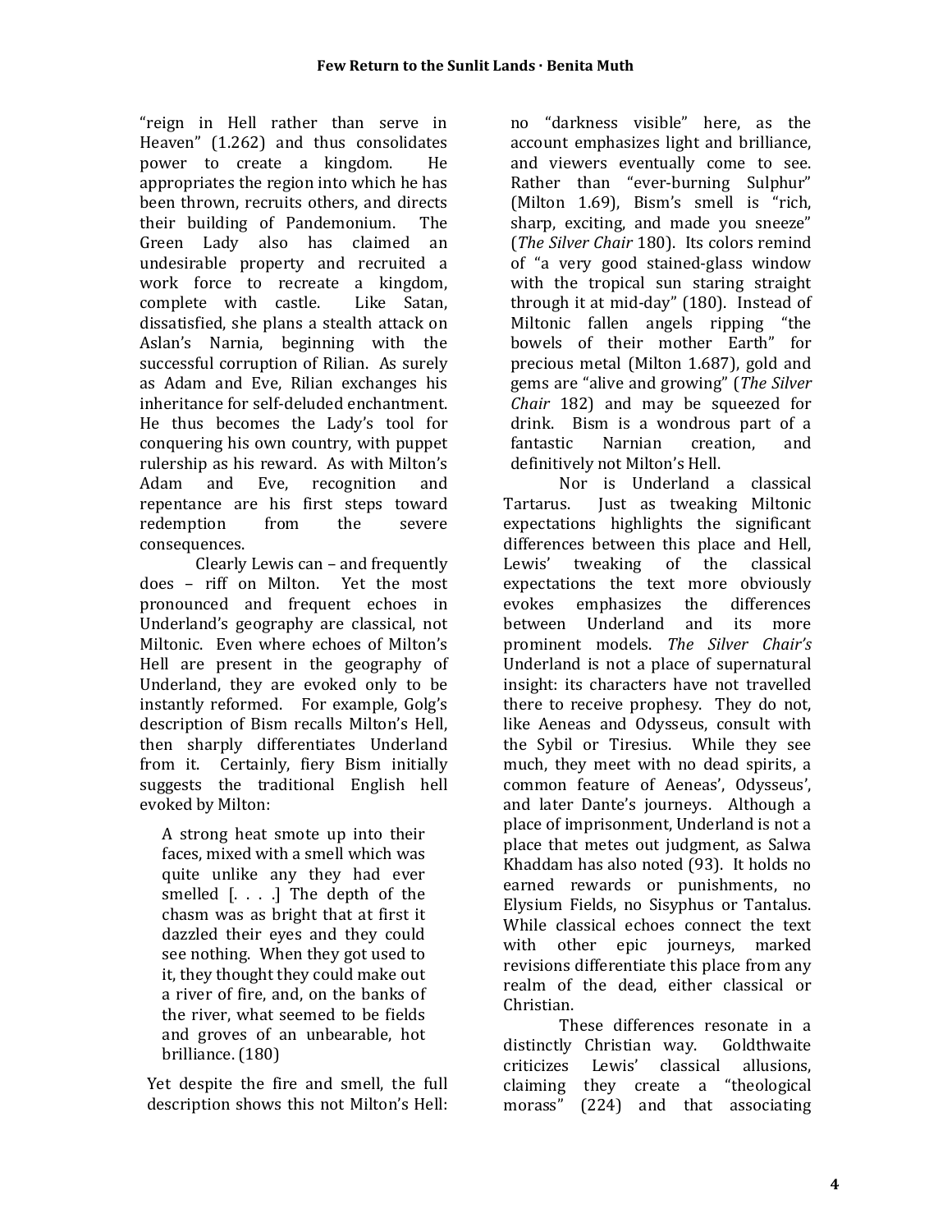"reign in Hell rather than serve in Heaven" (1.262) and thus consolidates power to create a kingdom. He appropriates the region into which he has been thrown, recruits others, and directs their building of Pandemonium. The Green Lady also has claimed an undesirable property and recruited a work force to recreate a kingdom, complete with castle. Like Satan, dissatisfied, she plans a stealth attack on Aslan's Narnia, beginning with the successful corruption of Rilian. As surely as Adam and Eve, Rilian exchanges his inheritance for self-deluded enchantment. He thus becomes the Lady's tool for conquering his own country, with puppet rulership as his reward. As with Milton's Adam and Eve, recognition and repentance are his first steps toward redemption from the severe consequences.

Clearly Lewis can – and frequently does – riff on Milton. Yet the most pronounced and frequent echoes in Underland's geography are classical, not Miltonic. Even where echoes of Milton's Hell are present in the geography of Underland, they are evoked only to be instantly reformed. For example, Golg's description of Bism recalls Milton's Hell, then sharply differentiates Underland from it. Certainly, fiery Bism initially suggests the traditional English hell evoked by Milton:

> A strong heat smote up into their faces, mixed with a smell which was quite unlike any they had ever smelled [. . . .] The depth of the chasm was as bright that at first it dazzled their eyes and they could see nothing. When they got used to it, they thought they could make out a river of fire, and, on the banks of the river, what seemed to be fields and groves of an unbearable, hot brilliance. (180)

Yet despite the fire and smell, the full description shows this not Milton's Hell: no "darkness visible" here, as the account emphasizes light and brilliance, and viewers eventually come to see. Rather than "ever-burning Sulphur" (Milton 1.69), Bism's smell is "rich, sharp, exciting, and made you sneeze" (*The Silver Chair* 180). Its colors remind of "a very good stained-glass window with the tropical sun staring straight through it at mid-day" (180). Instead of Miltonic fallen angels ripping "the bowels of their mother Earth" for precious metal (Milton 1.687), gold and gems are "alive and growing" (*The Silver Chair* 182) and may be squeezed for drink. Bism is a wondrous part of a fantastic Narnian creation, and definitively not Milton's Hell.

Nor is Underland a classical Tartarus. Just as tweaking Miltonic expectations highlights the significant differences between this place and Hell, Lewis' tweaking of the classical expectations the text more obviously evokes emphasizes the differences between Underland and its more prominent models. *The Silver Chair's* Underland is not a place of supernatural insight: its characters have not travelled there to receive prophesy. They do not, like Aeneas and Odysseus, consult with the Sybil or Tiresius. While they see much, they meet with no dead spirits, a common feature of Aeneas', Odysseus', and later Dante's journeys. Although a place of imprisonment, Underland is not a place that metes out judgment, as Salwa Khaddam has also noted (93). It holds no earned rewards or punishments, no Elysium Fields, no Sisyphus or Tantalus. While classical echoes connect the text with other epic journeys, marked revisions differentiate this place from any realm of the dead, either classical or Christian.

These differences resonate in a distinctly Christian way. Goldthwaite criticizes Lewis' classical allusions, claiming they create a "theological morass" (224) and that associating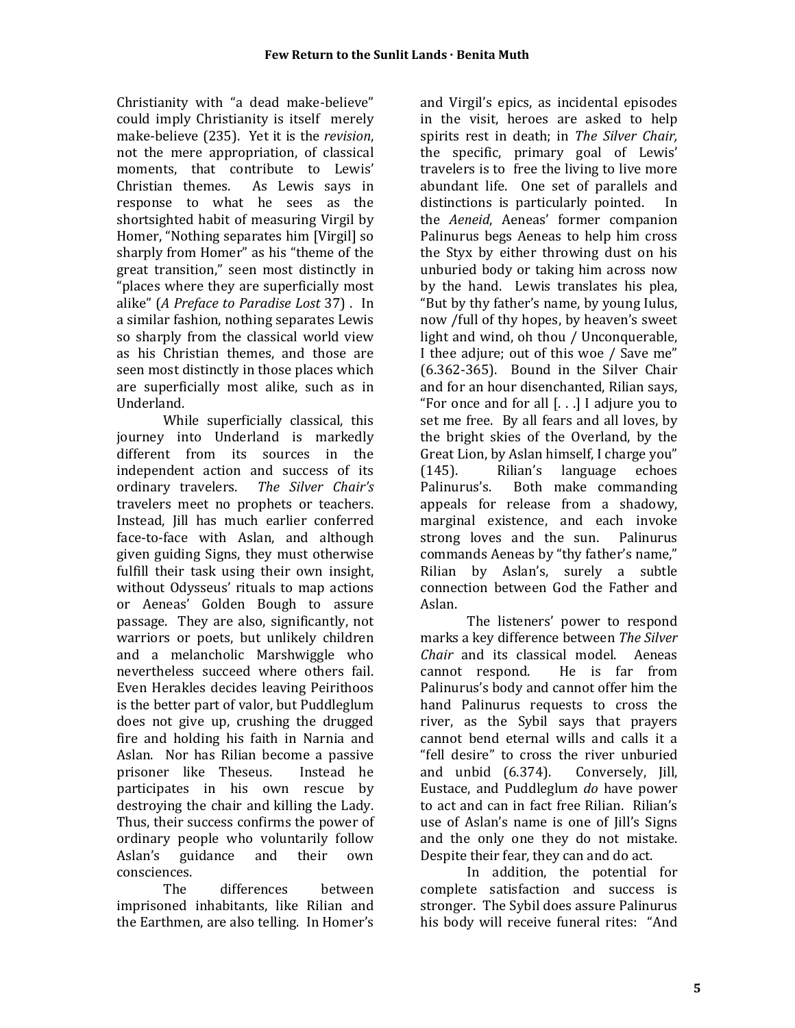Christianity with "a dead make-believe" could imply Christianity is itself merely make-believe (235). Yet it is the *revision*, not the mere appropriation, of classical moments, that contribute to Lewis' Christian themes. As Lewis says in response to what he sees as the shortsighted habit of measuring Virgil by Homer, "Nothing separates him [Virgil] so sharply from Homer" as his "theme of the great transition," seen most distinctly in "places where they are superficially most alike" (*A Preface to Paradise Lost* 37) . In a similar fashion, nothing separates Lewis so sharply from the classical world view as his Christian themes, and those are seen most distinctly in those places which are superficially most alike, such as in Underland.

While superficially classical, this journey into Underland is markedly different from its sources in the independent action and success of its ordinary travelers. *The Silver Chair's* travelers meet no prophets or teachers. Instead, Jill has much earlier conferred face-to-face with Aslan, and although given guiding Signs, they must otherwise fulfill their task using their own insight, without Odysseus' rituals to map actions or Aeneas' Golden Bough to assure passage. They are also, significantly, not warriors or poets, but unlikely children and a melancholic Marshwiggle who nevertheless succeed where others fail. Even Herakles decides leaving Peirithoos is the better part of valor, but Puddleglum does not give up, crushing the drugged fire and holding his faith in Narnia and Aslan. Nor has Rilian become a passive prisoner like Theseus. Instead he participates in his own rescue by destroying the chair and killing the Lady. Thus, their success confirms the power of ordinary people who voluntarily follow Aslan's guidance and their own consciences.

The differences between imprisoned inhabitants, like Rilian and the Earthmen, are also telling. In Homer's and Virgil's epics, as incidental episodes in the visit, heroes are asked to help spirits rest in death; in *The Silver Chair,* the specific, primary goal of Lewis' travelers is to free the living to live more abundant life. One set of parallels and distinctions is particularly pointed. In the *Aeneid*, Aeneas' former companion Palinurus begs Aeneas to help him cross the Styx by either throwing dust on his unburied body or taking him across now by the hand. Lewis translates his plea, "But by thy father's name, by young Iulus, now /full of thy hopes, by heaven's sweet light and wind, oh thou / Unconquerable, I thee adjure; out of this woe / Save me" (6.362-365). Bound in the Silver Chair and for an hour disenchanted, Rilian says, "For once and for all [. . .] I adjure you to set me free. By all fears and all loves, by the bright skies of the Overland, by the Great Lion, by Aslan himself, I charge you" (145). Rilian's language echoes Palinurus's. Both make commanding appeals for release from a shadowy, marginal existence, and each invoke strong loves and the sun. Palinurus commands Aeneas by "thy father's name," Rilian by Aslan's, surely a subtle connection between God the Father and Aslan.

The listeners' power to respond marks a key difference between *The Silver Chair* and its classical model. Aeneas cannot respond. He is far from Palinurus's body and cannot offer him the hand Palinurus requests to cross the river, as the Sybil says that prayers cannot bend eternal wills and calls it a "fell desire" to cross the river unburied and unbid (6.374). Conversely, Jill, Eustace, and Puddleglum *do* have power to act and can in fact free Rilian. Rilian's use of Aslan's name is one of Jill's Signs and the only one they do not mistake. Despite their fear, they can and do act.

In addition, the potential for complete satisfaction and success is stronger. The Sybil does assure Palinurus his body will receive funeral rites: "And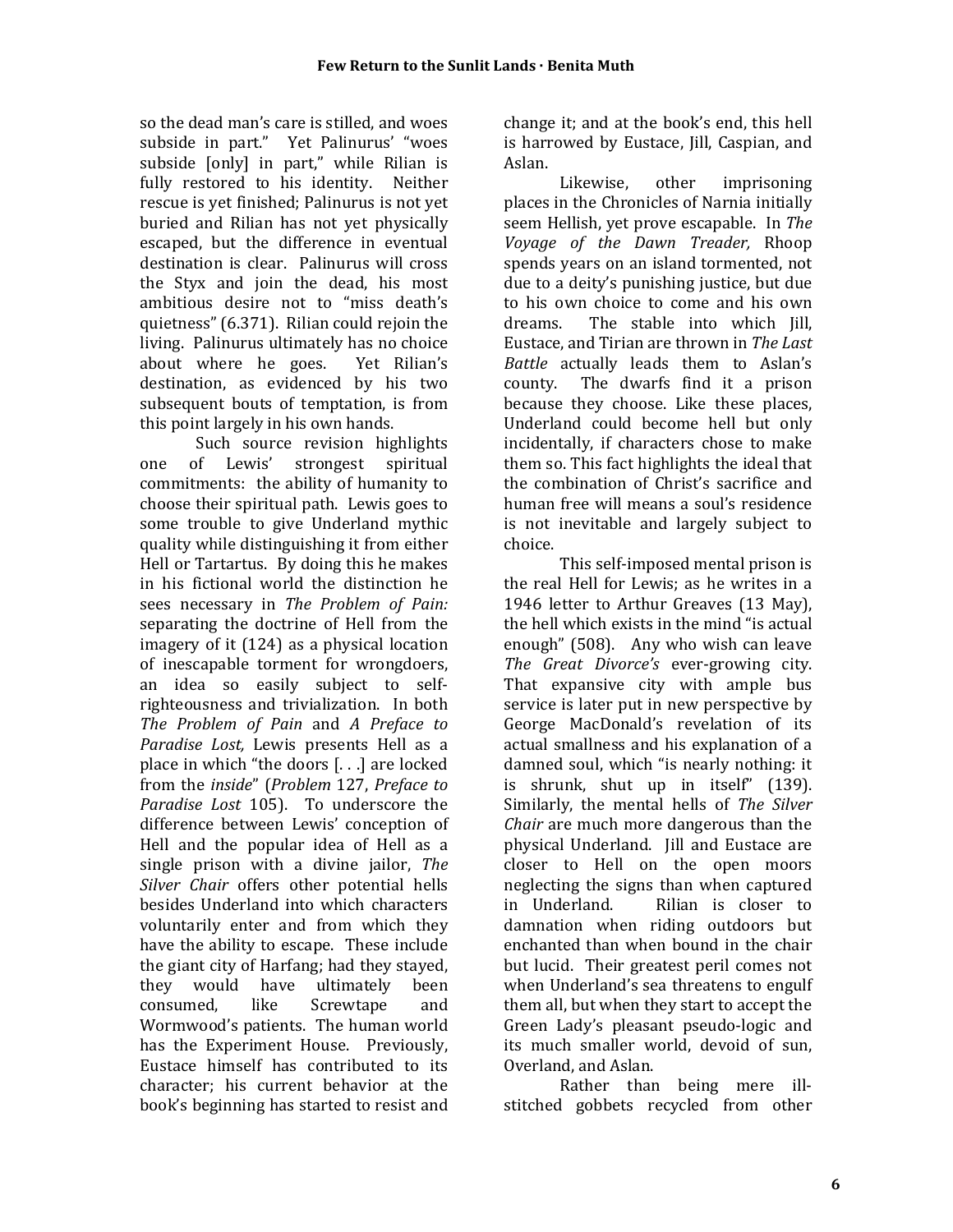so the dead man's care is stilled, and woes subside in part." Yet Palinurus' "woes subside [only] in part," while Rilian is fully restored to his identity. Neither rescue is yet finished; Palinurus is not yet buried and Rilian has not yet physically escaped, but the difference in eventual destination is clear. Palinurus will cross the Styx and join the dead, his most ambitious desire not to "miss death's quietness" (6.371). Rilian could rejoin the living. Palinurus ultimately has no choice about where he goes. Yet Rilian's destination, as evidenced by his two subsequent bouts of temptation, is from this point largely in his own hands.

Such source revision highlights one of Lewis' strongest spiritual commitments: the ability of humanity to choose their spiritual path. Lewis goes to some trouble to give Underland mythic quality while distinguishing it from either Hell or Tartartus. By doing this he makes in his fictional world the distinction he sees necessary in *The Problem of Pain:* separating the doctrine of Hell from the imagery of it (124) as a physical location of inescapable torment for wrongdoers, an idea so easily subject to self-righteousness and trivialization. In both *The Problem of Pain* and *A Preface to Paradise Lost,* Lewis presents Hell as a place in which "the doors [. . .] are locked from the *inside*" (*Problem* 127, *Preface to Paradise Lost* 105). To underscore the difference between Lewis' conception of Hell and the popular idea of Hell as a single prison with a divine jailor, *The Silver Chair* offers other potential hells besides Underland into which characters voluntarily enter and from which they have the ability to escape. These include the giant city of Harfang; had they stayed, they would have ultimately been consumed, like Screwtape and Wormwood's patients. The human world has the Experiment House. Previously, Eustace himself has contributed to its character; his current behavior at the book's beginning has started to resist and change it; and at the book's end, this hell is harrowed by Eustace, Jill, Caspian, and Aslan.

Likewise, other imprisoning places in the Chronicles of Narnia initially seem Hellish, yet prove escapable. In *The Voyage of the Dawn Treader,* Rhoop spends years on an island tormented, not due to a deity's punishing justice, but due to his own choice to come and his own dreams. The stable into which Jill, Eustace, and Tirian are thrown in *The Last Battle* actually leads them to Aslan's county. The dwarfs find it a prison because they choose. Like these places, Underland could become hell but only incidentally, if characters chose to make them so. This fact highlights the ideal that the combination of Christ's sacrifice and human free will means a soul's residence is not inevitable and largely subject to choice.

This self-imposed mental prison is the real Hell for Lewis; as he writes in a 1946 letter to Arthur Greaves (13 May), the hell which exists in the mind "is actual enough" (508). Any who wish can leave *The Great Divorce's* ever-growing city. That expansive city with ample bus service is later put in new perspective by George MacDonald's revelation of its actual smallness and his explanation of a damned soul, which "is nearly nothing: it is shrunk, shut up in itself" (139). Similarly, the mental hells of *The Silver Chair* are much more dangerous than the physical Underland. Jill and Eustace are closer to Hell on the open moors neglecting the signs than when captured in Underland. Rilian is closer to damnation when riding outdoors but enchanted than when bound in the chair but lucid. Their greatest peril comes not when Underland's sea threatens to engulf them all, but when they start to accept the Green Lady's pleasant pseudo-logic and its much smaller world, devoid of sun, Overland, and Aslan.

Rather than being mere ill-stitched gobbets recycled from other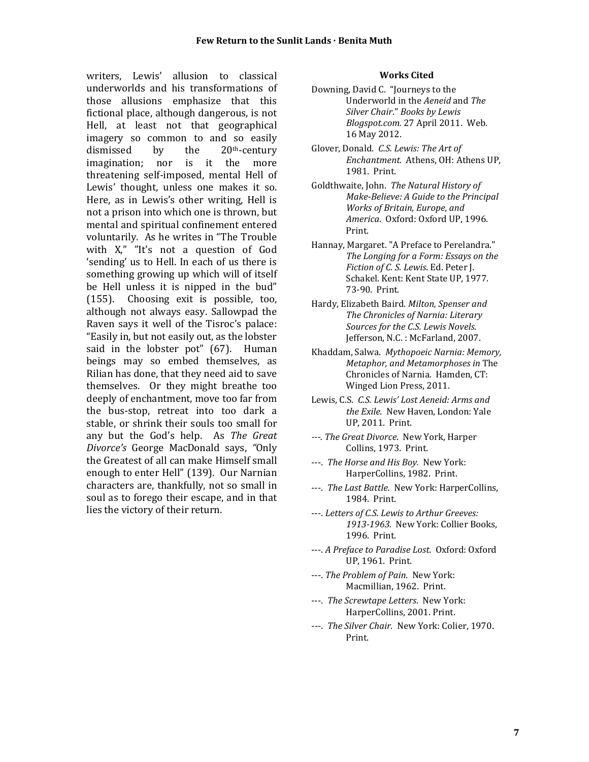writers, Lewis' allusion to classical underworlds and his transformations of those allusions emphasize that this fictional place, although dangerous, is not Hell, at least not that geographical imagery so common to and so easily dismissed by the 20th-century imagination; nor is it the more threatening self-imposed, mental Hell of Lewis' thought, unless one makes it so. Here, as in Lewis's other writing, Hell is not a prison into which one is thrown, but mental and spiritual confinement entered voluntarily. As he writes in "The Trouble with X," "It's not a question of God 'sending' us to Hell. In each of us there is something growing up which will of itself be Hell unless it is nipped in the bud" (155). Choosing exit is possible, too, although not always easy. Sallowpad the Raven says it well of the Tisroc's palace: "Easily in, but not easily out, as the lobster said in the lobster pot" (67). Human beings may so embed themselves, as Rilian has done, that they need aid to save themselves. Or they might breathe too deeply of enchantment, move too far from the bus-stop, retreat into too dark a stable, or shrink their souls too small for any but the God's help. As *The Great Divorce's* George MacDonald says, "Only the Greatest of all can make Himself small enough to enter Hell" (139). Our Narnian characters are, thankfully, not so small in soul as to forego their escape, and in that lies the victory of their return.

**Works Cited**

Downing, David C. "Journeys to the Underworld in the *Aeneid* and *The Silver Chair*." *Books by Lewis Blogspot.com.* 27 April 2011. Web. 16 May 2012.

Glover, Donald. *C.S. Lewis: The Art of Enchantment.* Athens, OH: Athens UP, 1981. Print.

Goldthwaite, John. *The Natural History of Make-Believe: A Guide to the Principal Works of Britain, Europe, and America*. Oxford: Oxford UP, 1996. Print.

Hannay, Margaret. "A Preface to Perelandra." *The Longing for a Form: Essays on the Fiction of C. S. Lewis*. Ed. Peter J. Schakel. Kent: Kent State UP, 1977. 73-90. Print.

Hardy, Elizabeth Baird. *Milton, Spenser and The Chronicles of Narnia: Literary Sources for the C.S. Lewis Novels*. Jefferson, N.C. : McFarland, 2007.

Khaddam, Salwa. *Mythopoeic Narnia: Memory, Metaphor, and Metamorphoses in* The Chronicles of Narnia*.* Hamden, CT: Winged Lion Press, 2011.

Lewis, C.S. *C.S. Lewis' Lost Aeneid: Arms and the Exile.* New Haven, London: Yale UP, 2011. Print.

---. *The Great Divorce*. New York, Harper Collins, 1973. Print.

---. *The Horse and His Boy.* New York: HarperCollins, 1982. Print.

---. *The Last Battle.* New York: HarperCollins, 1984. Print.

---. *Letters of C.S. Lewis to Arthur Greeves: 1913-1963.* New York: Collier Books, 1996. Print.

---. *A Preface to Paradise Lost.* Oxford: Oxford UP, 1961. Print.

---. *The Problem of Pain*. New York: Macmillian, 1962. Print.

---. *The Screwtape Letters*. New York: HarperCollins, 2001. Print.

---. *The Silver Chair.* New York: Colier, 1970. Print.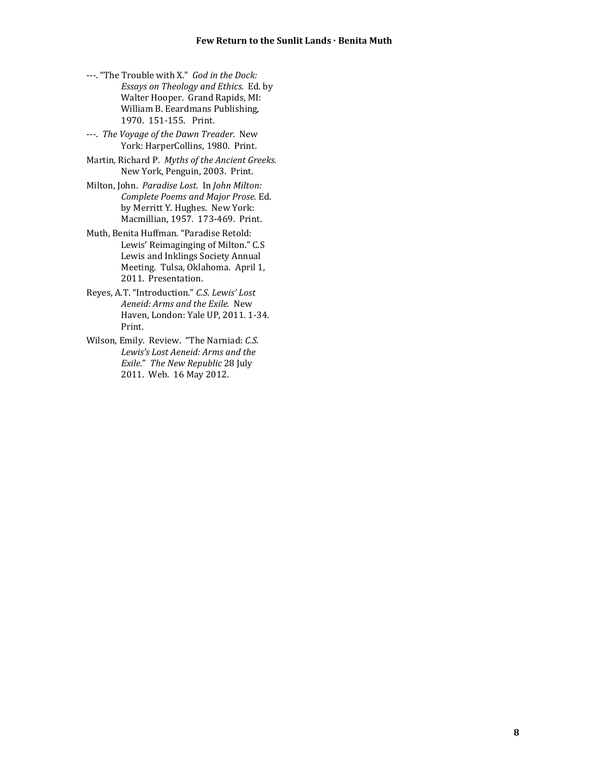---. "The Trouble with X." *God in the Dock: Essays on Theology and Ethics.* Ed. by Walter Hooper. Grand Rapids, MI: William B. Eeardmans Publishing, 1970. 151-155. Print.

---. *The Voyage of the Dawn Treader.* New York: HarperCollins, 1980. Print.

Martin, Richard P. *Myths of the Ancient Greeks.* New York, Penguin, 2003. Print.

Milton, John. *Paradise Lost.* In *John Milton: Complete Poems and Major Prose.* Ed. by Merritt Y. Hughes. New York: Macmillian, 1957. 173-469. Print.

Muth, Benita Huffman. "Paradise Retold: Lewis' Reimaginging of Milton." C.S Lewis and Inklings Society Annual Meeting. Tulsa, Oklahoma. April 1, 2011. Presentation.

Reyes, A.T. "Introduction." *C.S. Lewis' Lost Aeneid: Arms and the Exile.* New Haven, London: Yale UP, 2011. 1-34. Print.

Wilson, Emily. Review. "The Narniad: *C.S. Lewis's Lost Aeneid: Arms and the Exile.*" *The New Republic* 28 July 2011. Web. 16 May 2012.